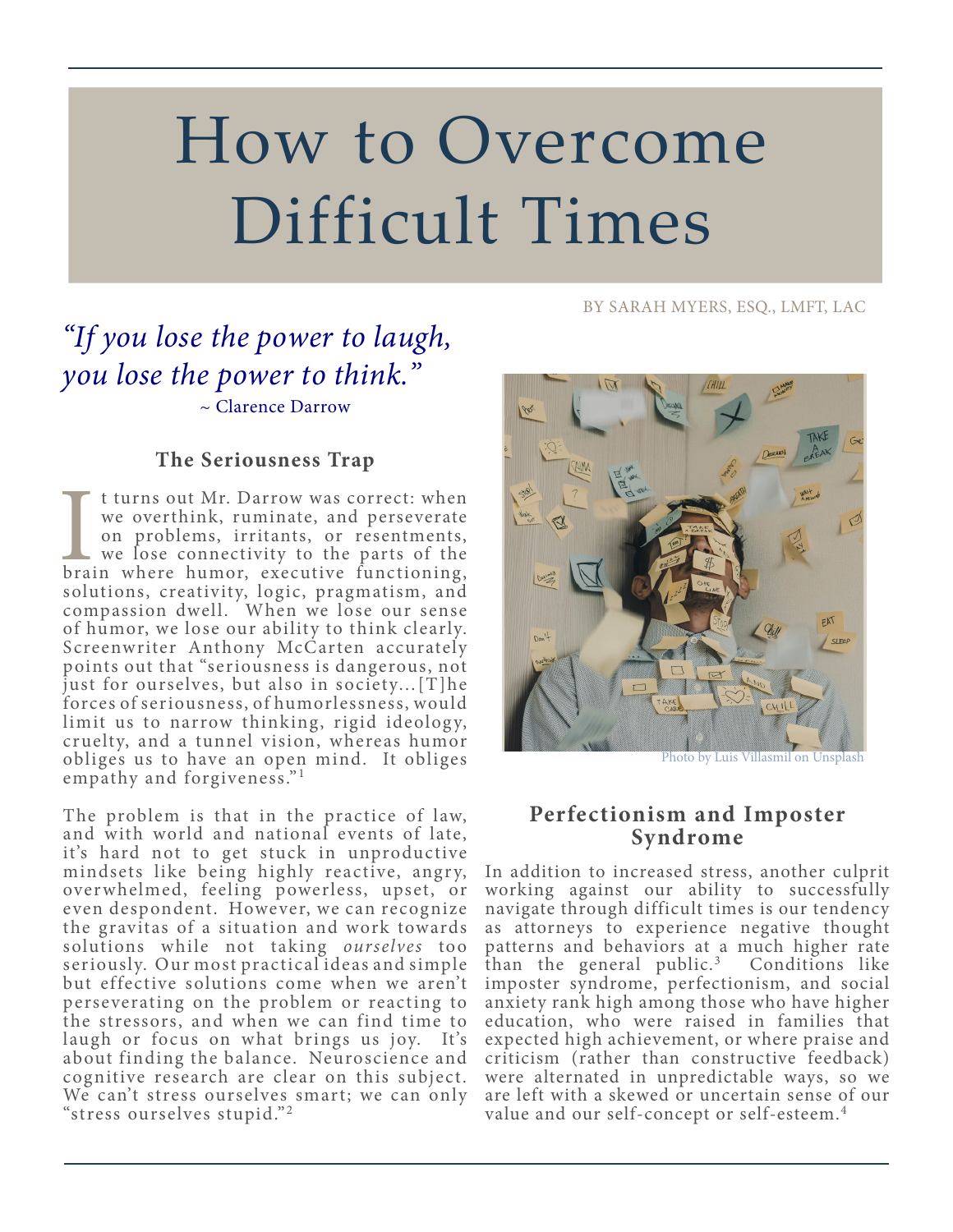# How to Overcome Difficult Times

BY SARAH MYERS, ESQ., LMFT, LAC

*"If you lose the power to laugh, you lose the power to think."*
~ Clarence Darrow

## The Seriousness Trap

It turns out Mr. Darrow was correct: when we overthink, ruminate, and perseverate on problems, irritants, or resentments, we lose connectivity to the parts of the brain where humor, executive functioning, solutions, creativity, logic, pragmatism, and compassion dwell. When we lose our sense of humor, we lose our ability to think clearly. Screenwriter Anthony McCarten accurately points out that "seriousness is dangerous, not just for ourselves, but also in society…[T]he forces of seriousness, of humorlessness, would limit us to narrow thinking, rigid ideology, cruelty, and a tunnel vision, whereas humor obliges us to have an open mind. It obliges empathy and forgiveness."[1]

The problem is that in the practice of law, and with world and national events of late, it's hard not to get stuck in unproductive mindsets like being highly reactive, angry, overwhelmed, feeling powerless, upset, or even despondent. However, we can recognize the gravitas of a situation and work towards solutions while not taking *ourselves* too seriously. Our most practical ideas and simple but effective solutions come when we aren't perseverating on the problem or reacting to the stressors, and when we can find time to laugh or focus on what brings us joy. It's about finding the balance. Neuroscience and cognitive research are clear on this subject. We can't stress ourselves smart; we can only "stress ourselves stupid."[2]

Photo by Luis Villasmil on Unsplash

## Perfectionism and Imposter Syndrome

In addition to increased stress, another culprit working against our ability to successfully navigate through difficult times is our tendency as attorneys to experience negative thought patterns and behaviors at a much higher rate than the general public.[3] Conditions like imposter syndrome, perfectionism, and social anxiety rank high among those who have higher education, who were raised in families that expected high achievement, or where praise and criticism (rather than constructive feedback) were alternated in unpredictable ways, so we are left with a skewed or uncertain sense of our value and our self-concept or self-esteem.[4]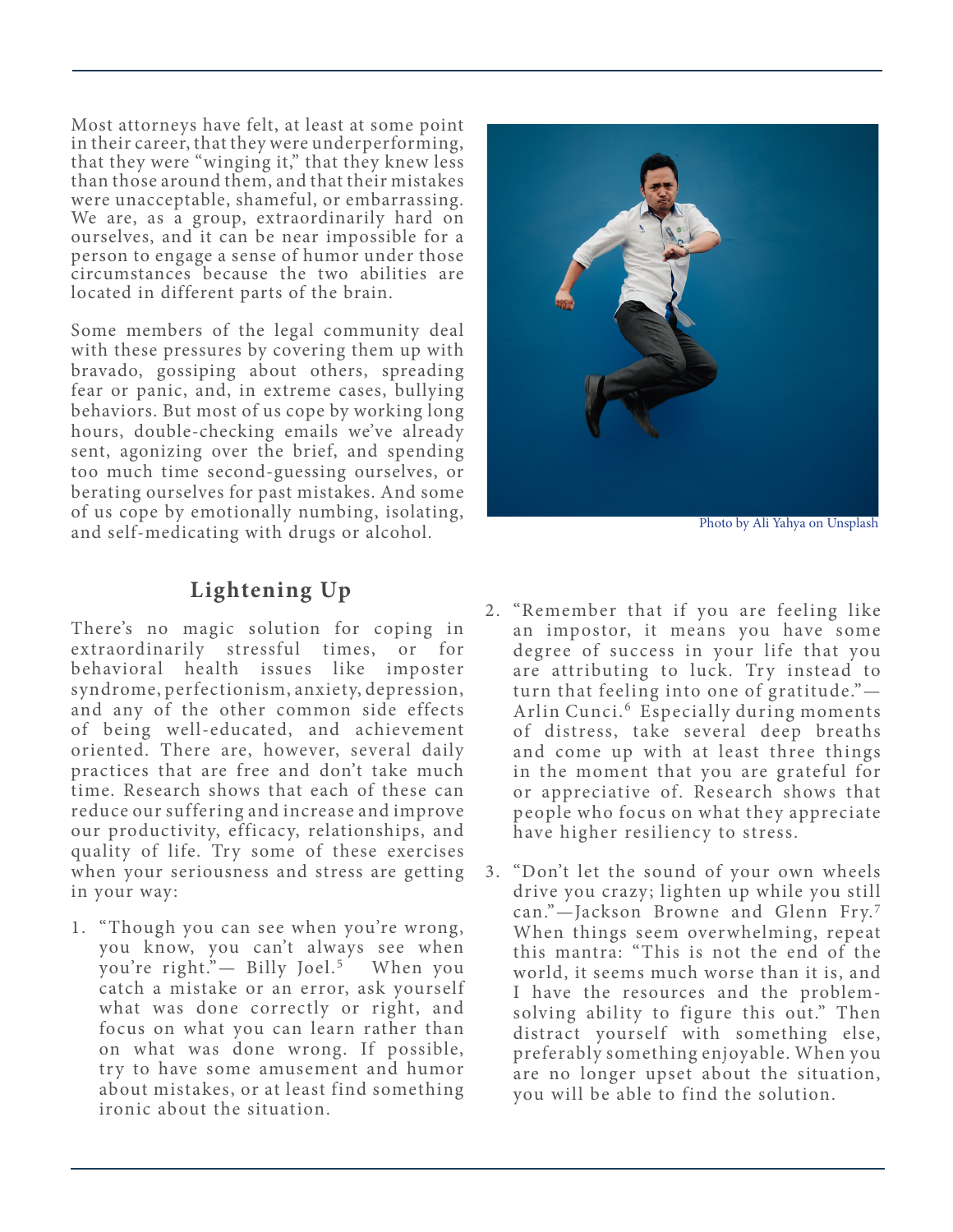Most attorneys have felt, at least at some point in their career, that they were underperforming, that they were "winging it," that they knew less than those around them, and that their mistakes were unacceptable, shameful, or embarrassing. We are, as a group, extraordinarily hard on ourselves, and it can be near impossible for a person to engage a sense of humor under those circumstances because the two abilities are located in different parts of the brain.

Some members of the legal community deal with these pressures by covering them up with bravado, gossiping about others, spreading fear or panic, and, in extreme cases, bullying behaviors. But most of us cope by working long hours, double-checking emails we've already sent, agonizing over the brief, and spending too much time second-guessing ourselves, or berating ourselves for past mistakes. And some of us cope by emotionally numbing, isolating, and self-medicating with drugs or alcohol.

Photo by Ali Yahya on Unsplash

## Lightening Up

There's no magic solution for coping in extraordinarily stressful times, or for behavioral health issues like imposter syndrome, perfectionism, anxiety, depression, and any of the other common side effects of being well-educated, and achievement oriented. There are, however, several daily practices that are free and don't take much time. Research shows that each of these can reduce our suffering and increase and improve our productivity, efficacy, relationships, and quality of life. Try some of these exercises when your seriousness and stress are getting in your way:

1. "Though you can see when you're wrong, you know, you can't always see when you're right."— Billy Joel.[5] When you catch a mistake or an error, ask yourself what was done correctly or right, and focus on what you can learn rather than on what was done wrong. If possible, try to have some amusement and humor about mistakes, or at least find something ironic about the situation.

2. "Remember that if you are feeling like an impostor, it means you have some degree of success in your life that you are attributing to luck. Try instead to turn that feeling into one of gratitude."—Arlin Cunci.[6] Especially during moments of distress, take several deep breaths and come up with at least three things in the moment that you are grateful for or appreciative of. Research shows that people who focus on what they appreciate have higher resiliency to stress.

3. "Don't let the sound of your own wheels drive you crazy; lighten up while you still can."—Jackson Browne and Glenn Fry.[7] When things seem overwhelming, repeat this mantra: "This is not the end of the world, it seems much worse than it is, and I have the resources and the problem-solving ability to figure this out." Then distract yourself with something else, preferably something enjoyable. When you are no longer upset about the situation, you will be able to find the solution.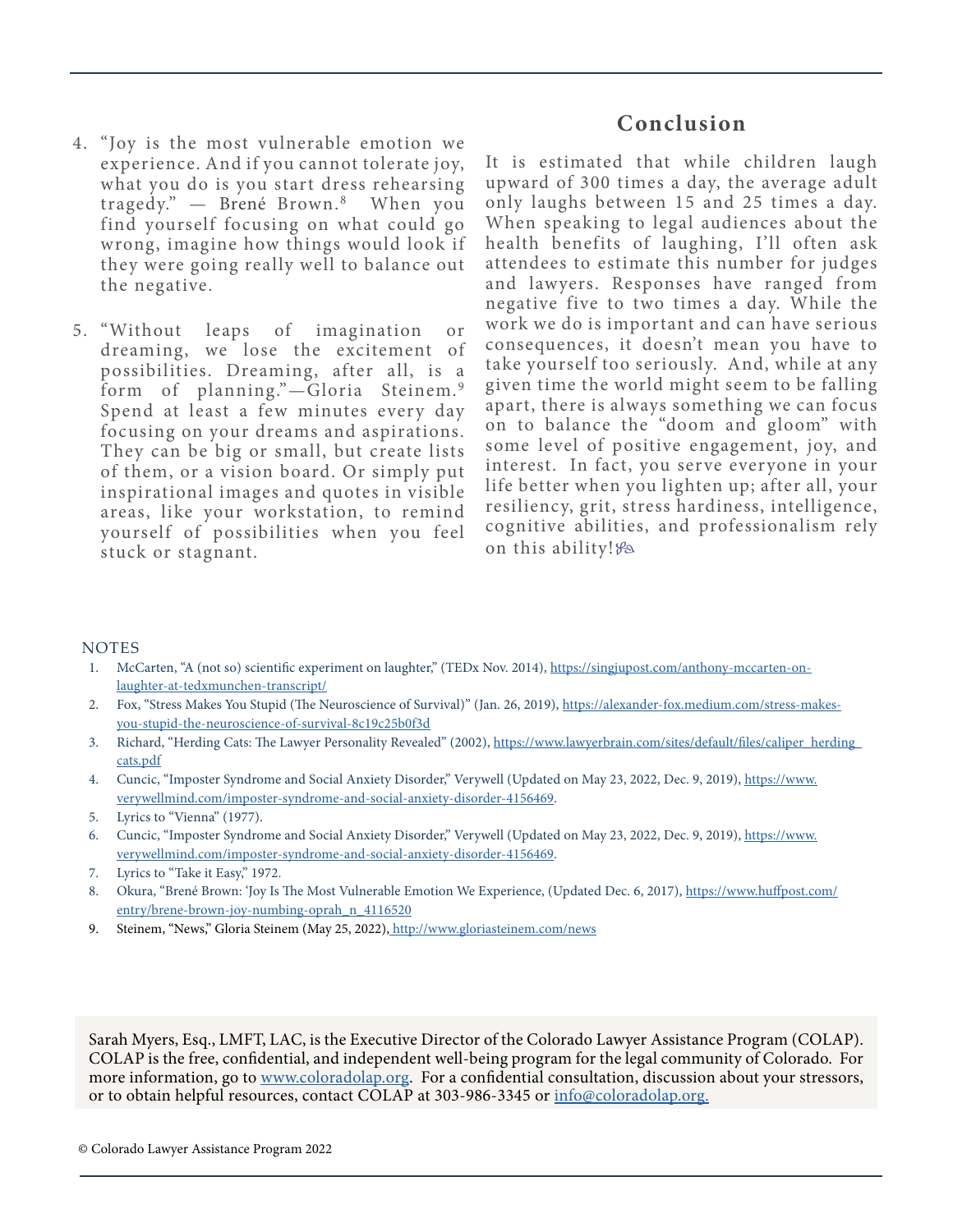4. "Joy is the most vulnerable emotion we experience. And if you cannot tolerate joy, what you do is you start dress rehearsing tragedy." — Brené Brown.[8] When you find yourself focusing on what could go wrong, imagine how things would look if they were going really well to balance out the negative.

5. "Without leaps of imagination or dreaming, we lose the excitement of possibilities. Dreaming, after all, is a form of planning."—Gloria Steinem.[9] Spend at least a few minutes every day focusing on your dreams and aspirations. They can be big or small, but create lists of them, or a vision board. Or simply put inspirational images and quotes in visible areas, like your workstation, to remind yourself of possibilities when you feel stuck or stagnant.

## Conclusion

It is estimated that while children laugh upward of 300 times a day, the average adult only laughs between 15 and 25 times a day. When speaking to legal audiences about the health benefits of laughing, I'll often ask attendees to estimate this number for judges and lawyers. Responses have ranged from negative five to two times a day. While the work we do is important and can have serious consequences, it doesn't mean you have to take yourself too seriously. And, while at any given time the world might seem to be falling apart, there is always something we can focus on to balance the "doom and gloom" with some level of positive engagement, joy, and interest. In fact, you serve everyone in your life better when you lighten up; after all, your resiliency, grit, stress hardiness, intelligence, cognitive abilities, and professionalism rely on this ability!

NOTES

1. McCarten, "A (not so) scientific experiment on laughter," (TEDx Nov. 2014), https://singjupost.com/anthony-mccarten-on-laughter-at-tedxmunchen-transcript/
2. Fox, "Stress Makes You Stupid (The Neuroscience of Survival)" (Jan. 26, 2019), https://alexander-fox.medium.com/stress-makes-you-stupid-the-neuroscience-of-survival-8c19c25b0f3d
3. Richard, "Herding Cats: The Lawyer Personality Revealed" (2002), https://www.lawyerbrain.com/sites/default/files/caliper_herding_cats.pdf
4. Cuncic, "Imposter Syndrome and Social Anxiety Disorder," Verywell (Updated on May 23, 2022, Dec. 9, 2019), https://www.verywellmind.com/imposter-syndrome-and-social-anxiety-disorder-4156469.
5. Lyrics to "Vienna" (1977).
6. Cuncic, "Imposter Syndrome and Social Anxiety Disorder," Verywell (Updated on May 23, 2022, Dec. 9, 2019), https://www.verywellmind.com/imposter-syndrome-and-social-anxiety-disorder-4156469.
7. Lyrics to "Take it Easy," 1972.
8. Okura, "Brené Brown: 'Joy Is The Most Vulnerable Emotion We Experience, (Updated Dec. 6, 2017), https://www.huffpost.com/entry/brene-brown-joy-numbing-oprah_n_4116520
9. Steinem, "News," Gloria Steinem (May 25, 2022), http://www.gloriasteinem.com/news

Sarah Myers, Esq., LMFT, LAC, is the Executive Director of the Colorado Lawyer Assistance Program (COLAP). COLAP is the free, confidential, and independent well-being program for the legal community of Colorado. For more information, go to www.coloradolap.org. For a confidential consultation, discussion about your stressors, or to obtain helpful resources, contact COLAP at 303-986-3345 or info@coloradolap.org.

© Colorado Lawyer Assistance Program 2022